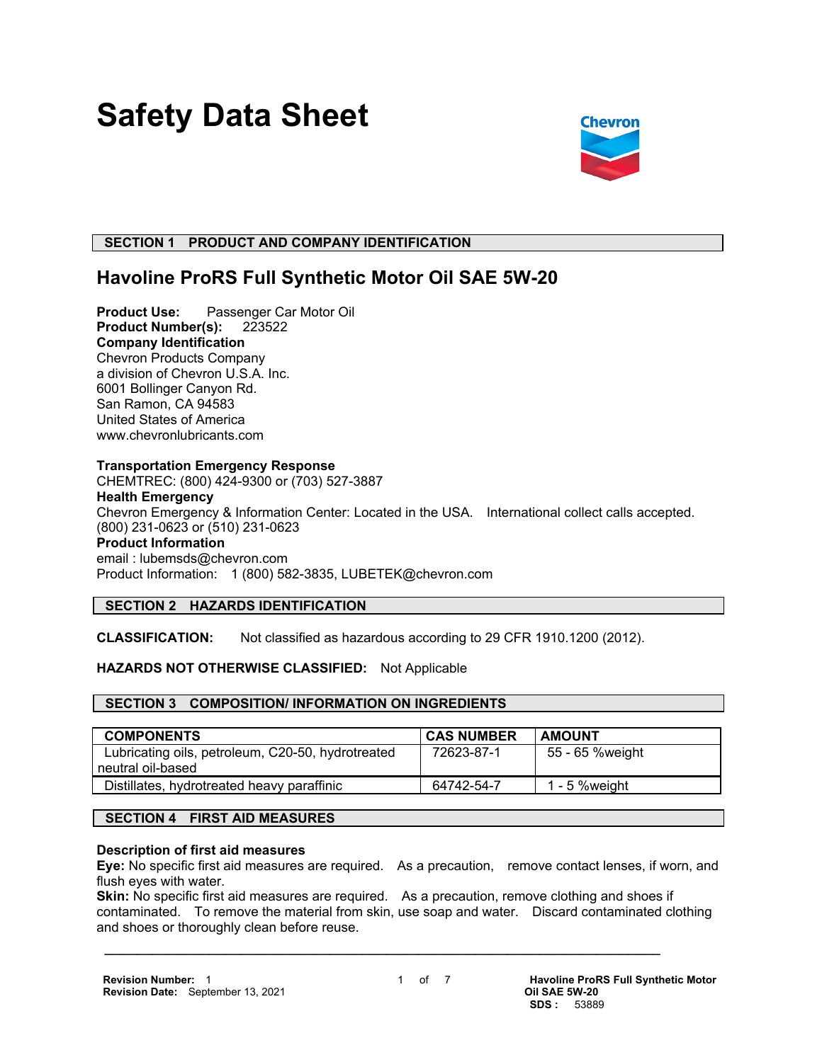# Safety Data Sheet

## SECTION 1 PRODUCT AND COMPANY IDENTIFICATION

### Havoline ProRS Full Synthetic Motor Oil SAE 5W-20

**Product Use:** Passenger Car Motor Oil
**Product Number(s):** 223522
**Company Identification**
Chevron Products Company
a division of Chevron U.S.A. Inc.
6001 Bollinger Canyon Rd.
San Ramon, CA 94583
United States of America
www.chevronlubricants.com

**Transportation Emergency Response**
CHEMTREC: (800) 424-9300 or (703) 527-3887
**Health Emergency**
Chevron Emergency & Information Center: Located in the USA. International collect calls accepted. (800) 231-0623 or (510) 231-0623
**Product Information**
email : lubemsds@chevron.com
Product Information: 1 (800) 582-3835, LUBETEK@chevron.com

## SECTION 2 HAZARDS IDENTIFICATION

**CLASSIFICATION:** Not classified as hazardous according to 29 CFR 1910.1200 (2012).

**HAZARDS NOT OTHERWISE CLASSIFIED:** Not Applicable

## SECTION 3 COMPOSITION/ INFORMATION ON INGREDIENTS

| COMPONENTS | CAS NUMBER | AMOUNT |
|---|---|---|
| Lubricating oils, petroleum, C20-50, hydrotreated neutral oil-based | 72623-87-1 | 55 - 65 %weight |
| Distillates, hydrotreated heavy paraffinic | 64742-54-7 | 1 - 5 %weight |

## SECTION 4 FIRST AID MEASURES

**Description of first aid measures**
**Eye:** No specific first aid measures are required. As a precaution, remove contact lenses, if worn, and flush eyes with water.
**Skin:** No specific first aid measures are required. As a precaution, remove clothing and shoes if contaminated. To remove the material from skin, use soap and water. Discard contaminated clothing and shoes or thoroughly clean before reuse.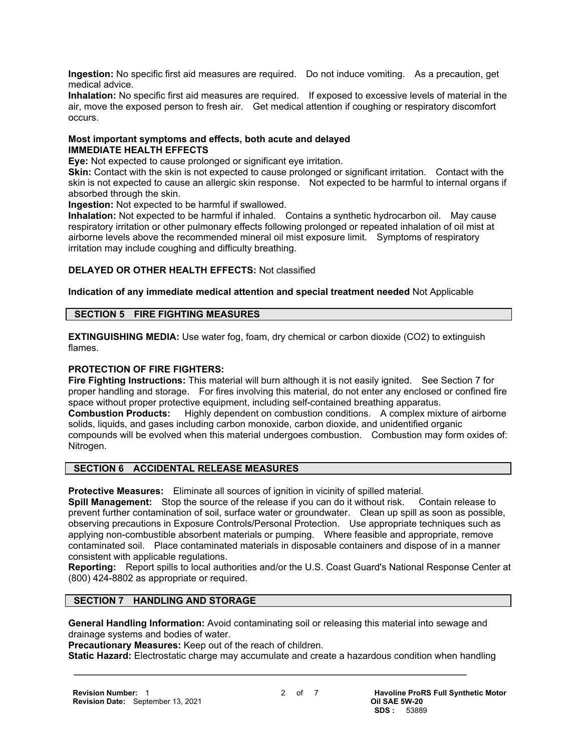**Ingestion:** No specific first aid measures are required. Do not induce vomiting. As a precaution, get medical advice.

**Inhalation:** No specific first aid measures are required. If exposed to excessive levels of material in the air, move the exposed person to fresh air. Get medical attention if coughing or respiratory discomfort occurs.

**Most important symptoms and effects, both acute and delayed**

**IMMEDIATE HEALTH EFFECTS**

**Eye:** Not expected to cause prolonged or significant eye irritation.

**Skin:** Contact with the skin is not expected to cause prolonged or significant irritation. Contact with the skin is not expected to cause an allergic skin response. Not expected to be harmful to internal organs if absorbed through the skin.

**Ingestion:** Not expected to be harmful if swallowed.

**Inhalation:** Not expected to be harmful if inhaled. Contains a synthetic hydrocarbon oil. May cause respiratory irritation or other pulmonary effects following prolonged or repeated inhalation of oil mist at airborne levels above the recommended mineral oil mist exposure limit. Symptoms of respiratory irritation may include coughing and difficulty breathing.

**DELAYED OR OTHER HEALTH EFFECTS:** Not classified

**Indication of any immediate medical attention and special treatment needed** Not Applicable

## SECTION 5 FIRE FIGHTING MEASURES

**EXTINGUISHING MEDIA:** Use water fog, foam, dry chemical or carbon dioxide ($CO_2$) to extinguish flames.

**PROTECTION OF FIRE FIGHTERS:**

**Fire Fighting Instructions:** This material will burn although it is not easily ignited. See Section 7 for proper handling and storage. For fires involving this material, do not enter any enclosed or confined fire space without proper protective equipment, including self-contained breathing apparatus.

**Combustion Products:** Highly dependent on combustion conditions. A complex mixture of airborne solids, liquids, and gases including carbon monoxide, carbon dioxide, and unidentified organic compounds will be evolved when this material undergoes combustion. Combustion may form oxides of: Nitrogen.

## SECTION 6 ACCIDENTAL RELEASE MEASURES

**Protective Measures:** Eliminate all sources of ignition in vicinity of spilled material.

**Spill Management:** Stop the source of the release if you can do it without risk. Contain release to prevent further contamination of soil, surface water or groundwater. Clean up spill as soon as possible, observing precautions in Exposure Controls/Personal Protection. Use appropriate techniques such as applying non-combustible absorbent materials or pumping. Where feasible and appropriate, remove contaminated soil. Place contaminated materials in disposable containers and dispose of in a manner consistent with applicable regulations.

**Reporting:** Report spills to local authorities and/or the U.S. Coast Guard's National Response Center at (800) 424-8802 as appropriate or required.

## SECTION 7 HANDLING AND STORAGE

**General Handling Information:** Avoid contaminating soil or releasing this material into sewage and drainage systems and bodies of water.

**Precautionary Measures:** Keep out of the reach of children.

**Static Hazard:** Electrostatic charge may accumulate and create a hazardous condition when handling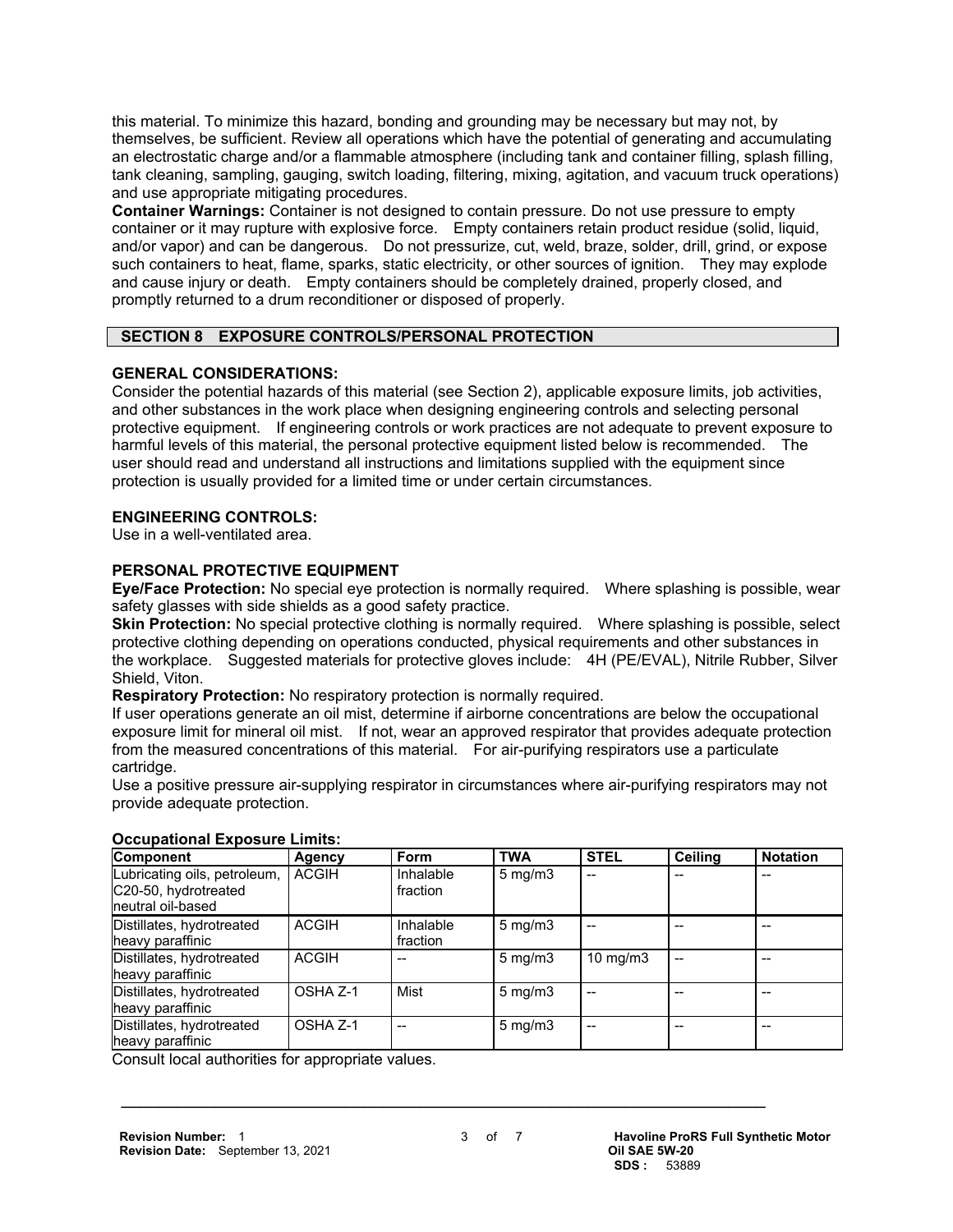this material. To minimize this hazard, bonding and grounding may be necessary but may not, by themselves, be sufficient. Review all operations which have the potential of generating and accumulating an electrostatic charge and/or a flammable atmosphere (including tank and container filling, splash filling, tank cleaning, sampling, gauging, switch loading, filtering, mixing, agitation, and vacuum truck operations) and use appropriate mitigating procedures.

**Container Warnings:** Container is not designed to contain pressure. Do not use pressure to empty container or it may rupture with explosive force. Empty containers retain product residue (solid, liquid, and/or vapor) and can be dangerous. Do not pressurize, cut, weld, braze, solder, drill, grind, or expose such containers to heat, flame, sparks, static electricity, or other sources of ignition. They may explode and cause injury or death. Empty containers should be completely drained, properly closed, and promptly returned to a drum reconditioner or disposed of properly.

## SECTION 8 EXPOSURE CONTROLS/PERSONAL PROTECTION

### GENERAL CONSIDERATIONS:

Consider the potential hazards of this material (see Section 2), applicable exposure limits, job activities, and other substances in the work place when designing engineering controls and selecting personal protective equipment. If engineering controls or work practices are not adequate to prevent exposure to harmful levels of this material, the personal protective equipment listed below is recommended. The user should read and understand all instructions and limitations supplied with the equipment since protection is usually provided for a limited time or under certain circumstances.

### ENGINEERING CONTROLS:

Use in a well-ventilated area.

### PERSONAL PROTECTIVE EQUIPMENT

**Eye/Face Protection:** No special eye protection is normally required. Where splashing is possible, wear safety glasses with side shields as a good safety practice.

**Skin Protection:** No special protective clothing is normally required. Where splashing is possible, select protective clothing depending on operations conducted, physical requirements and other substances in the workplace. Suggested materials for protective gloves include: 4H (PE/EVAL), Nitrile Rubber, Silver Shield, Viton.

**Respiratory Protection:** No respiratory protection is normally required.

If user operations generate an oil mist, determine if airborne concentrations are below the occupational exposure limit for mineral oil mist. If not, wear an approved respirator that provides adequate protection from the measured concentrations of this material. For air-purifying respirators use a particulate cartridge.

Use a positive pressure air-supplying respirator in circumstances where air-purifying respirators may not provide adequate protection.

**Occupational Exposure Limits:**

| Component | Agency | Form | TWA | STEL | Ceiling | Notation |
|---|---|---|---|---|---|---|
| Lubricating oils, petroleum, C20-50, hydrotreated neutral oil-based | ACGIH | Inhalable fraction | 5 mg/m3 | -- | -- | -- |
| Distillates, hydrotreated heavy paraffinic | ACGIH | Inhalable fraction | 5 mg/m3 | -- | -- | -- |
| Distillates, hydrotreated heavy paraffinic | ACGIH | -- | 5 mg/m3 | 10 mg/m3 | -- | -- |
| Distillates, hydrotreated heavy paraffinic | OSHA Z-1 | Mist | 5 mg/m3 | -- | -- | -- |
| Distillates, hydrotreated heavy paraffinic | OSHA Z-1 | -- | 5 mg/m3 | -- | -- | -- |

Consult local authorities for appropriate values.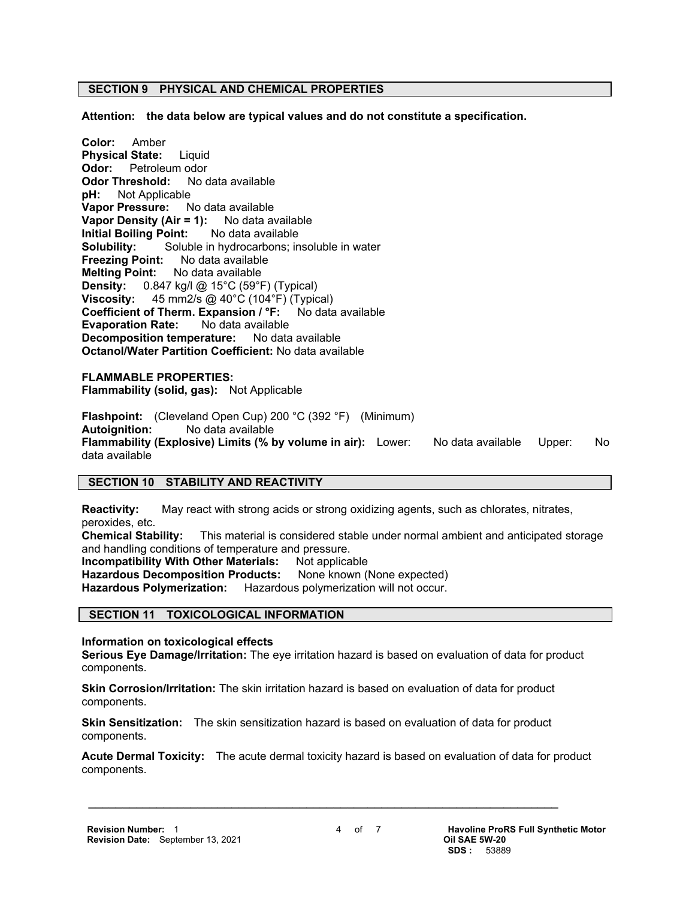## SECTION 9 PHYSICAL AND CHEMICAL PROPERTIES

**Attention: the data below are typical values and do not constitute a specification.**

**Color:** Amber
**Physical State:** Liquid
**Odor:** Petroleum odor
**Odor Threshold:** No data available
**pH:** Not Applicable
**Vapor Pressure:** No data available
**Vapor Density (Air = 1):** No data available
**Initial Boiling Point:** No data available
**Solubility:** Soluble in hydrocarbons; insoluble in water
**Freezing Point:** No data available
**Melting Point:** No data available
**Density:** 0.847 kg/l @ 15°C (59°F) (Typical)
**Viscosity:** 45 mm2/s @ 40°C (104°F) (Typical)
**Coefficient of Therm. Expansion / °F:** No data available
**Evaporation Rate:** No data available
**Decomposition temperature:** No data available
**Octanol/Water Partition Coefficient:** No data available

**FLAMMABLE PROPERTIES:**
**Flammability (solid, gas):** Not Applicable

**Flashpoint:** (Cleveland Open Cup) 200 °C (392 °F) (Minimum)
**Autoignition:** No data available
**Flammability (Explosive) Limits (% by volume in air):** Lower: No data available Upper: No data available

## SECTION 10 STABILITY AND REACTIVITY

**Reactivity:** May react with strong acids or strong oxidizing agents, such as chlorates, nitrates, peroxides, etc.
**Chemical Stability:** This material is considered stable under normal ambient and anticipated storage and handling conditions of temperature and pressure.
**Incompatibility With Other Materials:** Not applicable
**Hazardous Decomposition Products:** None known (None expected)
**Hazardous Polymerization:** Hazardous polymerization will not occur.

## SECTION 11 TOXICOLOGICAL INFORMATION

**Information on toxicological effects**
**Serious Eye Damage/Irritation:** The eye irritation hazard is based on evaluation of data for product components.

**Skin Corrosion/Irritation:** The skin irritation hazard is based on evaluation of data for product components.

**Skin Sensitization:** The skin sensitization hazard is based on evaluation of data for product components.

**Acute Dermal Toxicity:** The acute dermal toxicity hazard is based on evaluation of data for product components.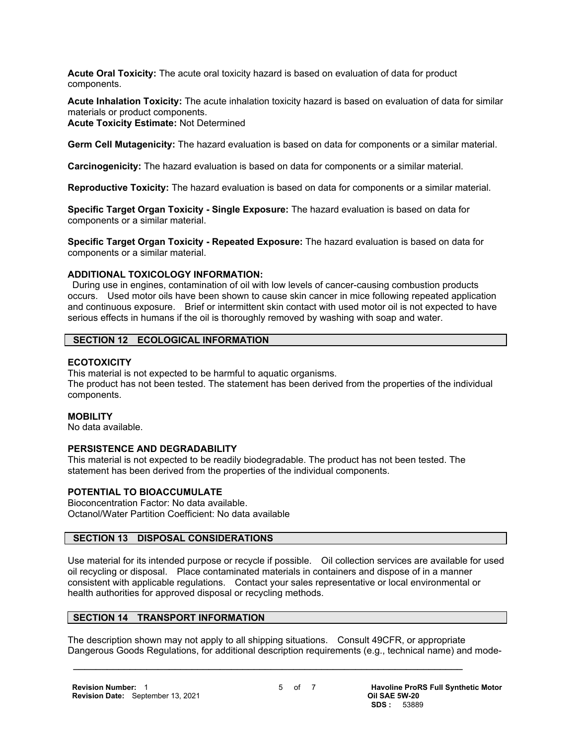**Acute Oral Toxicity:** The acute oral toxicity hazard is based on evaluation of data for product components.

**Acute Inhalation Toxicity:** The acute inhalation toxicity hazard is based on evaluation of data for similar materials or product components.
**Acute Toxicity Estimate:** Not Determined

**Germ Cell Mutagenicity:** The hazard evaluation is based on data for components or a similar material.

**Carcinogenicity:** The hazard evaluation is based on data for components or a similar material.

**Reproductive Toxicity:** The hazard evaluation is based on data for components or a similar material.

**Specific Target Organ Toxicity - Single Exposure:** The hazard evaluation is based on data for components or a similar material.

**Specific Target Organ Toxicity - Repeated Exposure:** The hazard evaluation is based on data for components or a similar material.

**ADDITIONAL TOXICOLOGY INFORMATION:**
During use in engines, contamination of oil with low levels of cancer-causing combustion products occurs. Used motor oils have been shown to cause skin cancer in mice following repeated application and continuous exposure. Brief or intermittent skin contact with used motor oil is not expected to have serious effects in humans if the oil is thoroughly removed by washing with soap and water.

## SECTION 12 ECOLOGICAL INFORMATION

**ECOTOXICITY**
This material is not expected to be harmful to aquatic organisms.
The product has not been tested. The statement has been derived from the properties of the individual components.

**MOBILITY**
No data available.

**PERSISTENCE AND DEGRADABILITY**
This material is not expected to be readily biodegradable. The product has not been tested. The statement has been derived from the properties of the individual components.

**POTENTIAL TO BIOACCUMULATE**
Bioconcentration Factor: No data available.
Octanol/Water Partition Coefficient: No data available

## SECTION 13 DISPOSAL CONSIDERATIONS

Use material for its intended purpose or recycle if possible. Oil collection services are available for used oil recycling or disposal. Place contaminated materials in containers and dispose of in a manner consistent with applicable regulations. Contact your sales representative or local environmental or health authorities for approved disposal or recycling methods.

## SECTION 14 TRANSPORT INFORMATION

The description shown may not apply to all shipping situations. Consult 49CFR, or appropriate Dangerous Goods Regulations, for additional description requirements (e.g., technical name) and mode-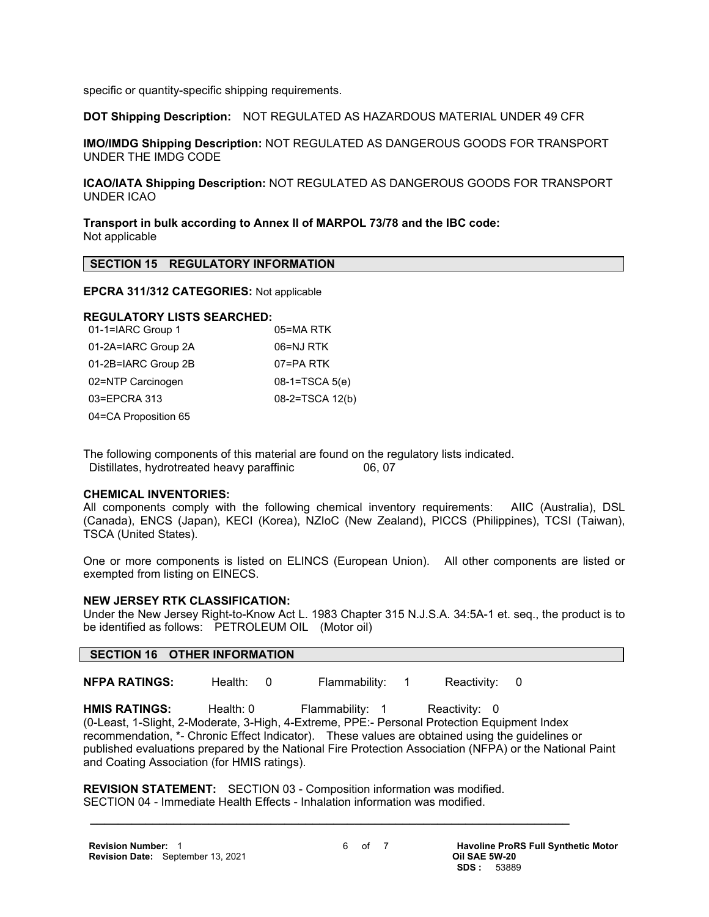specific or quantity-specific shipping requirements.

**DOT Shipping Description:** NOT REGULATED AS HAZARDOUS MATERIAL UNDER 49 CFR

**IMO/IMDG Shipping Description:** NOT REGULATED AS DANGEROUS GOODS FOR TRANSPORT UNDER THE IMDG CODE

**ICAO/IATA Shipping Description:** NOT REGULATED AS DANGEROUS GOODS FOR TRANSPORT UNDER ICAO

**Transport in bulk according to Annex II of MARPOL 73/78 and the IBC code:**
Not applicable

## SECTION 15 REGULATORY INFORMATION

**EPCRA 311/312 CATEGORIES:** Not applicable

**REGULATORY LISTS SEARCHED:**

| | |
|---|---|
| 01-1=IARC Group 1 | 05=MA RTK |
| 01-2A=IARC Group 2A | 06=NJ RTK |
| 01-2B=IARC Group 2B | 07=PA RTK |
| 02=NTP Carcinogen | 08-1=TSCA 5(e) |
| 03=EPCRA 313 | 08-2=TSCA 12(b) |
| 04=CA Proposition 65 | |

The following components of this material are found on the regulatory lists indicated.

| | |
|---|---|
| Distillates, hydrotreated heavy paraffinic | 06, 07 |

**CHEMICAL INVENTORIES:**
All components comply with the following chemical inventory requirements: AIIC (Australia), DSL (Canada), ENCS (Japan), KECI (Korea), NZIoC (New Zealand), PICCS (Philippines), TCSI (Taiwan), TSCA (United States).

One or more components is listed on ELINCS (European Union). All other components are listed or exempted from listing on EINECS.

**NEW JERSEY RTK CLASSIFICATION:**
Under the New Jersey Right-to-Know Act L. 1983 Chapter 315 N.J.S.A. 34:5A-1 et. seq., the product is to be identified as follows: PETROLEUM OIL (Motor oil)

## SECTION 16 OTHER INFORMATION

**NFPA RATINGS:** Health: 0 Flammability: 1 Reactivity: 0

**HMIS RATINGS:** Health: 0 Flammability: 1 Reactivity: 0
(0-Least, 1-Slight, 2-Moderate, 3-High, 4-Extreme, PPE:- Personal Protection Equipment Index recommendation, *- Chronic Effect Indicator). These values are obtained using the guidelines or published evaluations prepared by the National Fire Protection Association (NFPA) or the National Paint and Coating Association (for HMIS ratings).

**REVISION STATEMENT:** SECTION 03 - Composition information was modified.
SECTION 04 - Immediate Health Effects - Inhalation information was modified.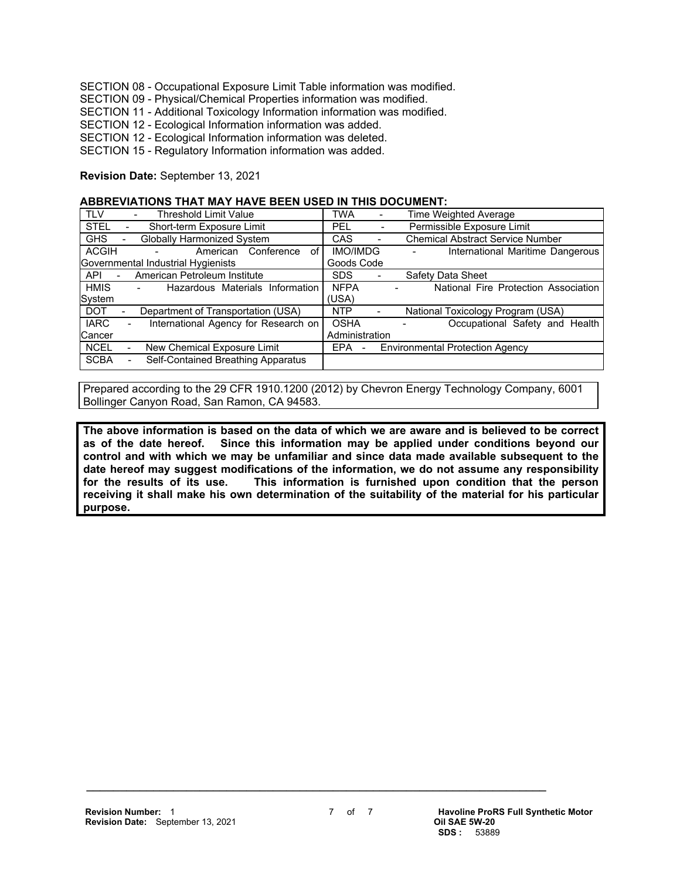SECTION 08 - Occupational Exposure Limit Table information was modified.
SECTION 09 - Physical/Chemical Properties information was modified.
SECTION 11 - Additional Toxicology Information information was modified.
SECTION 12 - Ecological Information information was added.
SECTION 12 - Ecological Information information was deleted.
SECTION 15 - Regulatory Information information was added.

**Revision Date:** September 13, 2021

**ABBREVIATIONS THAT MAY HAVE BEEN USED IN THIS DOCUMENT:**

| | |
|---|---|
| TLV - Threshold Limit Value | TWA - Time Weighted Average |
| STEL - Short-term Exposure Limit | PEL - Permissible Exposure Limit |
| GHS - Globally Harmonized System | CAS - Chemical Abstract Service Number |
| ACGIH - American Conference of Governmental Industrial Hygienists | IMO/IMDG - International Maritime Dangerous Goods Code |
| API - American Petroleum Institute | SDS - Safety Data Sheet |
| HMIS - Hazardous Materials Information System | NFPA - National Fire Protection Association (USA) |
| DOT - Department of Transportation (USA) | NTP - National Toxicology Program (USA) |
| IARC - International Agency for Research on Cancer | OSHA - Occupational Safety and Health Administration |
| NCEL - New Chemical Exposure Limit | EPA - Environmental Protection Agency |
| SCBA - Self-Contained Breathing Apparatus | |

Prepared according to the 29 CFR 1910.1200 (2012) by Chevron Energy Technology Company, 6001 Bollinger Canyon Road, San Ramon, CA 94583.

**The above information is based on the data of which we are aware and is believed to be correct as of the date hereof. Since this information may be applied under conditions beyond our control and with which we may be unfamiliar and since data made available subsequent to the date hereof may suggest modifications of the information, we do not assume any responsibility for the results of its use. This information is furnished upon condition that the person receiving it shall make his own determination of the suitability of the material for his particular purpose.**